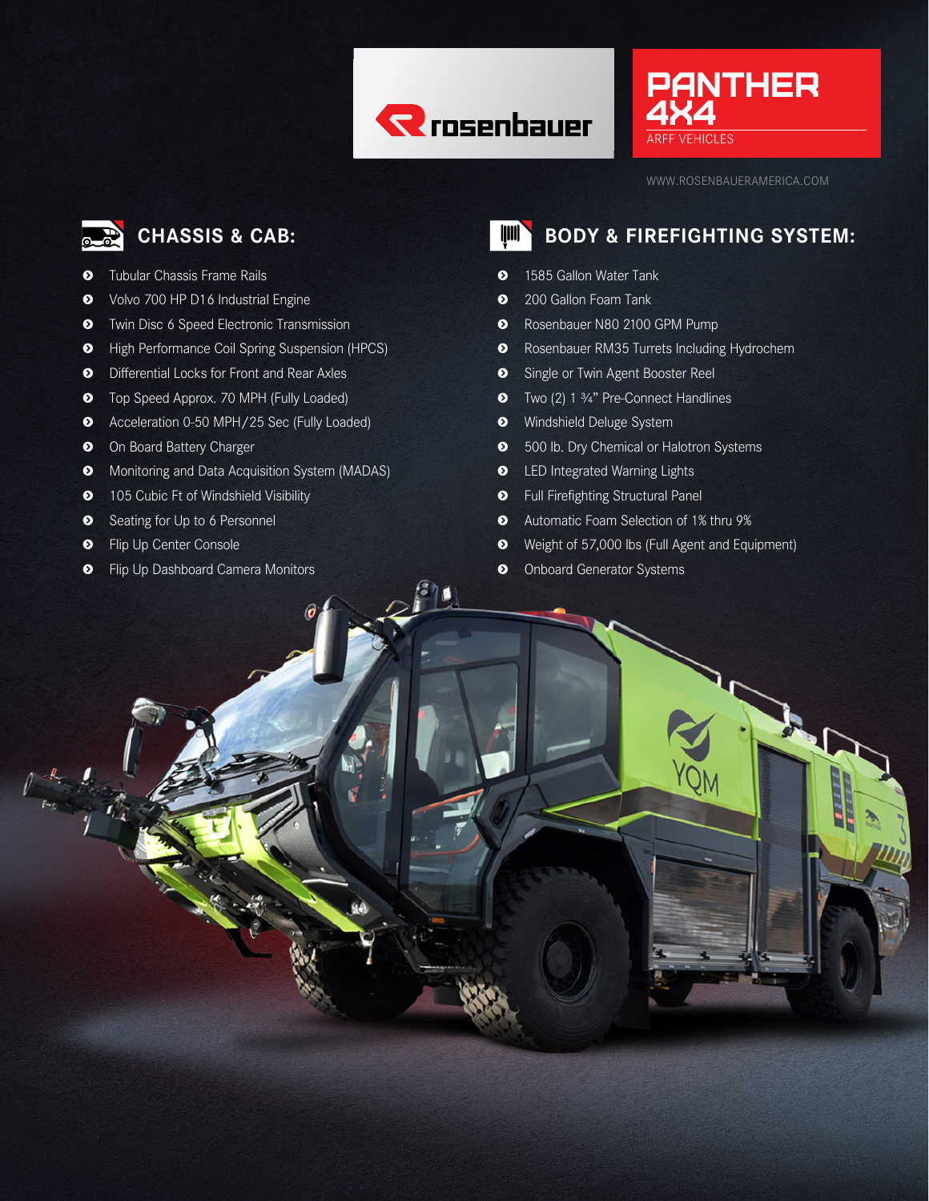rosenbauer

# PANTHER 4X4

ARFF VEHICLES

WWW.ROSENBAUERAMERICA.COM

## CHASSIS & CAB:

- Tubular Chassis Frame Rails
- Volvo 700 HP D16 Industrial Engine
- Twin Disc 6 Speed Electronic Transmission
- High Performance Coil Spring Suspension (HPCS)
- Differential Locks for Front and Rear Axles
- Top Speed Approx. 70 MPH (Fully Loaded)
- Acceleration 0-50 MPH/25 Sec (Fully Loaded)
- On Board Battery Charger
- Monitoring and Data Acquisition System (MADAS)
- 105 Cubic Ft of Windshield Visibility
- Seating for Up to 6 Personnel
- Flip Up Center Console
- Flip Up Dashboard Camera Monitors

## BODY & FIREFIGHTING SYSTEM:

- 1585 Gallon Water Tank
- 200 Gallon Foam Tank
- Rosenbauer N80 2100 GPM Pump
- Rosenbauer RM35 Turrets Including Hydrochem
- Single or Twin Agent Booster Reel
- Two (2) 1 ¾" Pre-Connect Handlines
- Windshield Deluge System
- 500 lb. Dry Chemical or Halotron Systems
- LED Integrated Warning Lights
- Full Firefighting Structural Panel
- Automatic Foam Selection of 1% thru 9%
- Weight of 57,000 lbs (Full Agent and Equipment)
- Onboard Generator Systems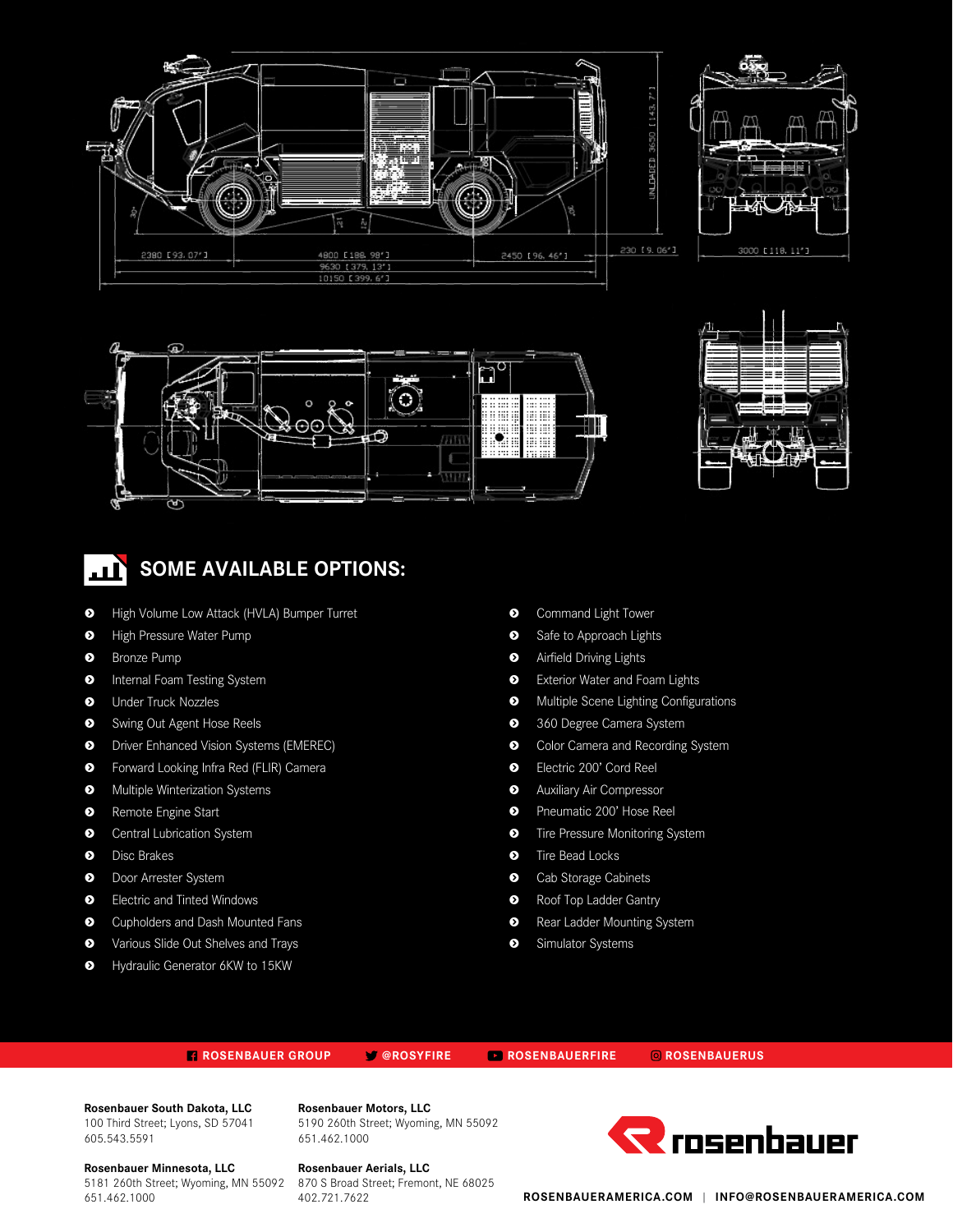UNLOADED 3650 [143.7"]

2380 [93.07"]

4800 [188.98"]

9630 [379.13"]

10150 [399.6"]

2450 [96.46"]

230 [9.06"]

3000 [118.11"]

## SOME AVAILABLE OPTIONS:

- High Volume Low Attack (HVLA) Bumper Turret
- High Pressure Water Pump
- Bronze Pump
- Internal Foam Testing System
- Under Truck Nozzles
- Swing Out Agent Hose Reels
- Driver Enhanced Vision Systems (EMEREC)
- Forward Looking Infra Red (FLIR) Camera
- Multiple Winterization Systems
- Remote Engine Start
- Central Lubrication System
- Disc Brakes
- Door Arrester System
- Electric and Tinted Windows
- Cupholders and Dash Mounted Fans
- Various Slide Out Shelves and Trays
- Hydraulic Generator 6KW to 15KW
- Command Light Tower
- Safe to Approach Lights
- Airfield Driving Lights
- Exterior Water and Foam Lights
- Multiple Scene Lighting Configurations
- 360 Degree Camera System
- Color Camera and Recording System
- Electric 200' Cord Reel
- Auxiliary Air Compressor
- Pneumatic 200' Hose Reel
- Tire Pressure Monitoring System
- Tire Bead Locks
- Cab Storage Cabinets
- Roof Top Ladder Gantry
- Rear Ladder Mounting System
- Simulator Systems

ROSENBAUER GROUP | @ROSYFIRE | ROSENBAUERFIRE | ROSENBAUERUS

**Rosenbauer South Dakota, LLC**
100 Third Street; Lyons, SD 57041
605.543.5591

**Rosenbauer Minnesota, LLC**
5181 260th Street; Wyoming, MN 55092
651.462.1000

**Rosenbauer Motors, LLC**
5190 260th Street; Wyoming, MN 55092
651.462.1000

**Rosenbauer Aerials, LLC**
870 S Broad Street; Fremont, NE 68025
402.721.7622

rosenbauer

ROSENBAUERAMERICA.COM | INFO@ROSENBAUERAMERICA.COM